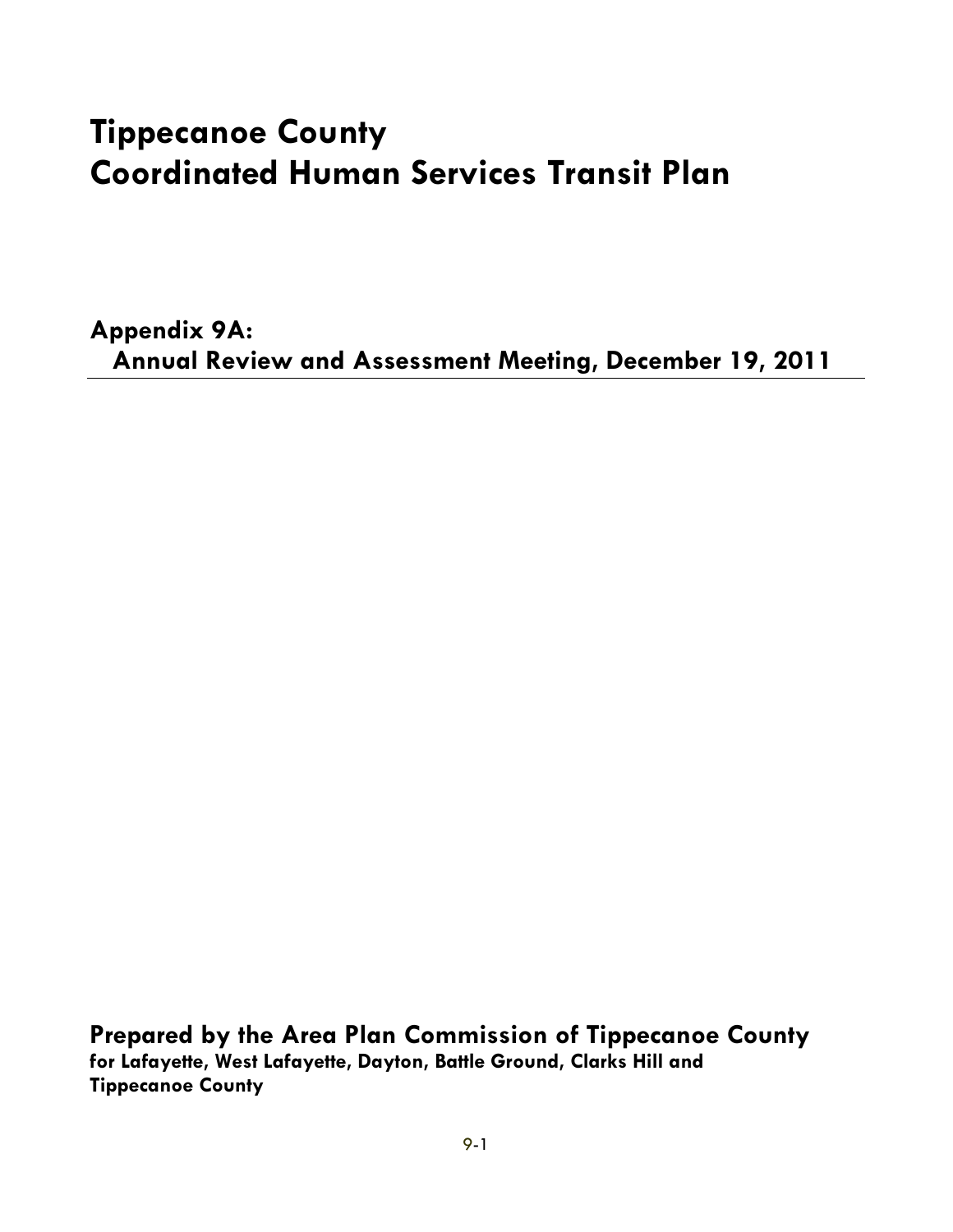# Tippecanoe County
# Coordinated Human Services Transit Plan

## Appendix 9A:
## Annual Review and Assessment Meeting, December 19, 2011

**Prepared by the Area Plan Commission of Tippecanoe County**
**for Lafayette, West Lafayette, Dayton, Battle Ground, Clarks Hill and Tippecanoe County**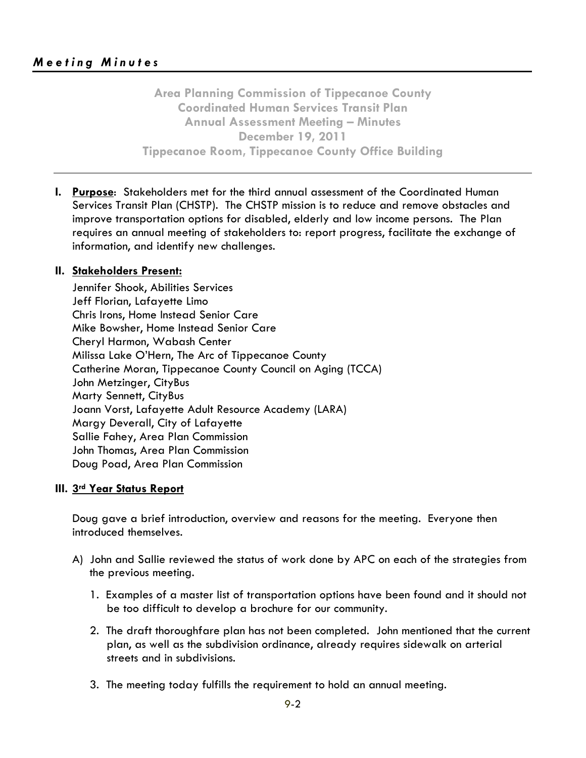***Meeting Minutes***

**Area Planning Commission of Tippecanoe County**
**Coordinated Human Services Transit Plan**
**Annual Assessment Meeting – Minutes**
**December 19, 2011**
**Tippecanoe Room, Tippecanoe County Office Building**

**I. Purpose**: Stakeholders met for the third annual assessment of the Coordinated Human Services Transit Plan (CHSTP). The CHSTP mission is to reduce and remove obstacles and improve transportation options for disabled, elderly and low income persons. The Plan requires an annual meeting of stakeholders to: report progress, facilitate the exchange of information, and identify new challenges.

**II. Stakeholders Present:**

Jennifer Shook, Abilities Services
Jeff Florian, Lafayette Limo
Chris Irons, Home Instead Senior Care
Mike Bowsher, Home Instead Senior Care
Cheryl Harmon, Wabash Center
Milissa Lake O'Hern, The Arc of Tippecanoe County
Catherine Moran, Tippecanoe County Council on Aging (TCCA)
John Metzinger, CityBus
Marty Sennett, CityBus
Joann Vorst, Lafayette Adult Resource Academy (LARA)
Margy Deverall, City of Lafayette
Sallie Fahey, Area Plan Commission
John Thomas, Area Plan Commission
Doug Poad, Area Plan Commission

**III. 3rd Year Status Report**

Doug gave a brief introduction, overview and reasons for the meeting. Everyone then introduced themselves.

A) John and Sallie reviewed the status of work done by APC on each of the strategies from the previous meeting.

1. Examples of a master list of transportation options have been found and it should not be too difficult to develop a brochure for our community.

2. The draft thoroughfare plan has not been completed. John mentioned that the current plan, as well as the subdivision ordinance, already requires sidewalk on arterial streets and in subdivisions.

3. The meeting today fulfills the requirement to hold an annual meeting.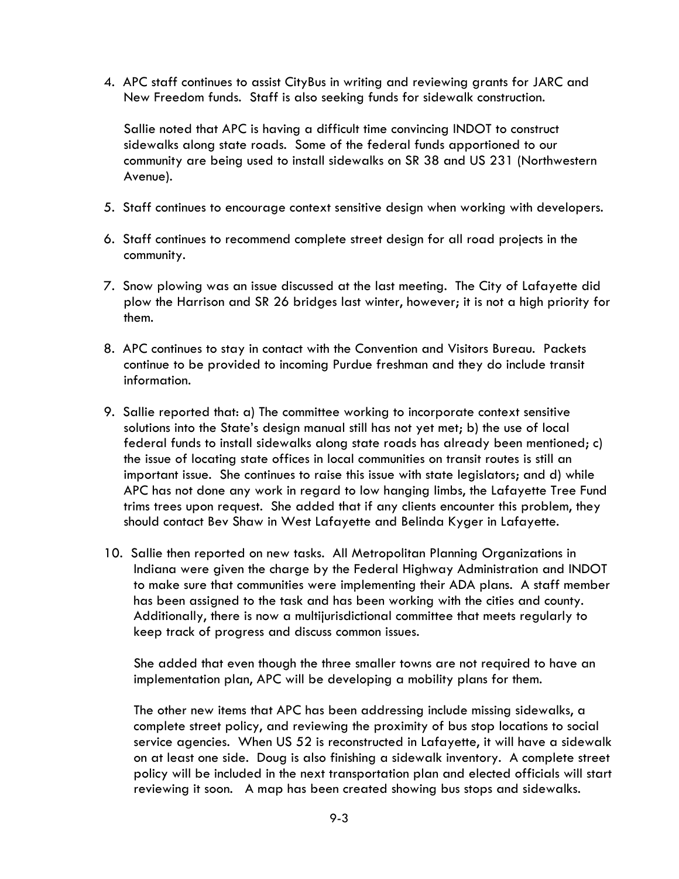4. APC staff continues to assist CityBus in writing and reviewing grants for JARC and New Freedom funds. Staff is also seeking funds for sidewalk construction.

   Sallie noted that APC is having a difficult time convincing INDOT to construct sidewalks along state roads. Some of the federal funds apportioned to our community are being used to install sidewalks on SR 38 and US 231 (Northwestern Avenue).

5. Staff continues to encourage context sensitive design when working with developers.

6. Staff continues to recommend complete street design for all road projects in the community.

7. Snow plowing was an issue discussed at the last meeting. The City of Lafayette did plow the Harrison and SR 26 bridges last winter, however; it is not a high priority for them.

8. APC continues to stay in contact with the Convention and Visitors Bureau. Packets continue to be provided to incoming Purdue freshman and they do include transit information.

9. Sallie reported that: a) The committee working to incorporate context sensitive solutions into the State's design manual still has not yet met; b) the use of local federal funds to install sidewalks along state roads has already been mentioned; c) the issue of locating state offices in local communities on transit routes is still an important issue. She continues to raise this issue with state legislators; and d) while APC has not done any work in regard to low hanging limbs, the Lafayette Tree Fund trims trees upon request. She added that if any clients encounter this problem, they should contact Bev Shaw in West Lafayette and Belinda Kyger in Lafayette.

10. Sallie then reported on new tasks. All Metropolitan Planning Organizations in Indiana were given the charge by the Federal Highway Administration and INDOT to make sure that communities were implementing their ADA plans. A staff member has been assigned to the task and has been working with the cities and county. Additionally, there is now a multijurisdictional committee that meets regularly to keep track of progress and discuss common issues.

    She added that even though the three smaller towns are not required to have an implementation plan, APC will be developing a mobility plans for them.

    The other new items that APC has been addressing include missing sidewalks, a complete street policy, and reviewing the proximity of bus stop locations to social service agencies. When US 52 is reconstructed in Lafayette, it will have a sidewalk on at least one side. Doug is also finishing a sidewalk inventory. A complete street policy will be included in the next transportation plan and elected officials will start reviewing it soon. A map has been created showing bus stops and sidewalks.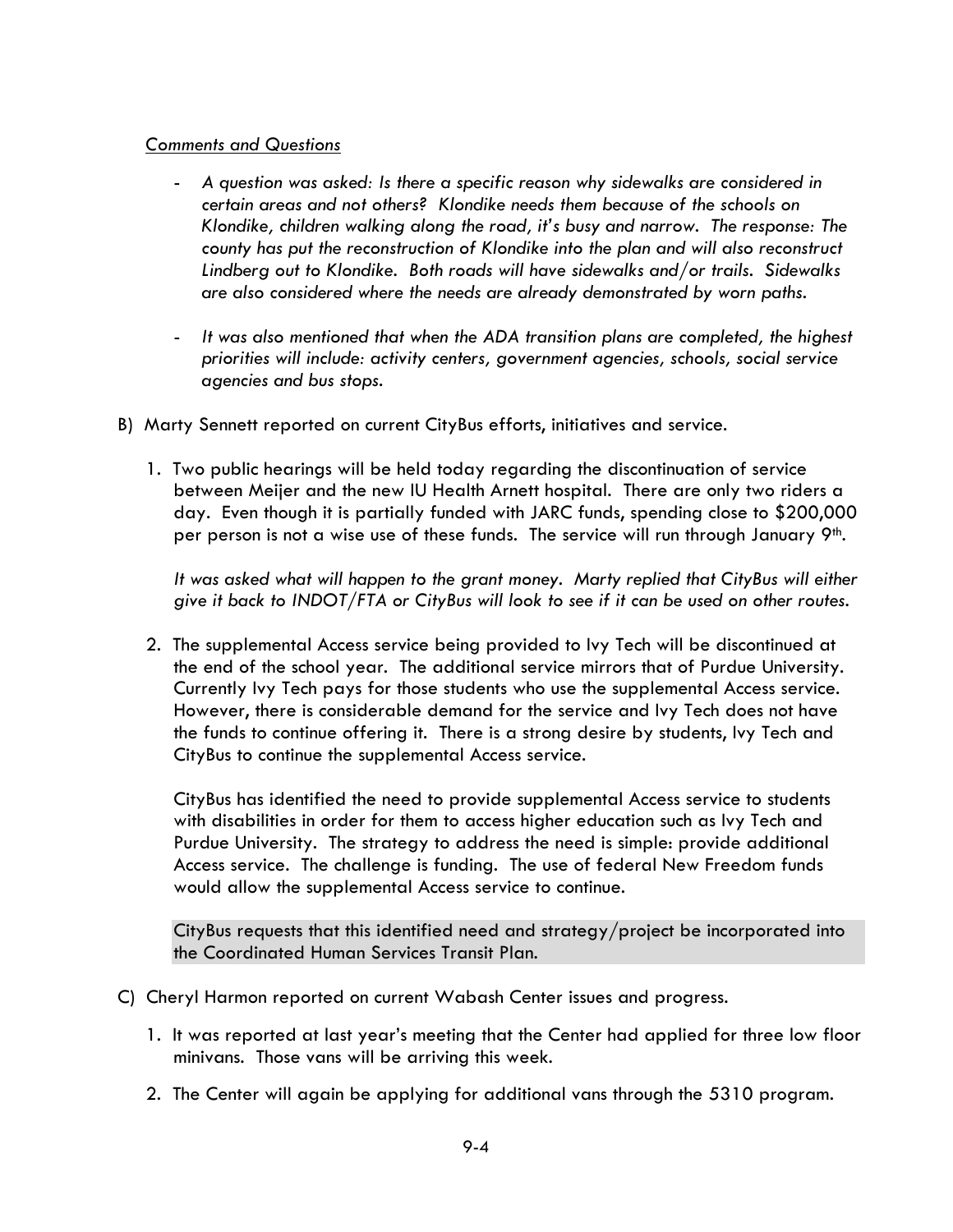*Comments and Questions*

- *A question was asked: Is there a specific reason why sidewalks are considered in certain areas and not others? Klondike needs them because of the schools on Klondike, children walking along the road, it's busy and narrow. The response: The county has put the reconstruction of Klondike into the plan and will also reconstruct Lindberg out to Klondike. Both roads will have sidewalks and/or trails. Sidewalks are also considered where the needs are already demonstrated by worn paths.*

- *It was also mentioned that when the ADA transition plans are completed, the highest priorities will include: activity centers, government agencies, schools, social service agencies and bus stops.*

B) Marty Sennett reported on current CityBus efforts, initiatives and service.

1. Two public hearings will be held today regarding the discontinuation of service between Meijer and the new IU Health Arnett hospital. There are only two riders a day. Even though it is partially funded with JARC funds, spending close to $200,000 per person is not a wise use of these funds. The service will run through January 9th.

   *It was asked what will happen to the grant money. Marty replied that CityBus will either give it back to INDOT/FTA or CityBus will look to see if it can be used on other routes.*

2. The supplemental Access service being provided to Ivy Tech will be discontinued at the end of the school year. The additional service mirrors that of Purdue University. Currently Ivy Tech pays for those students who use the supplemental Access service. However, there is considerable demand for the service and Ivy Tech does not have the funds to continue offering it. There is a strong desire by students, Ivy Tech and CityBus to continue the supplemental Access service.

   CityBus has identified the need to provide supplemental Access service to students with disabilities in order for them to access higher education such as Ivy Tech and Purdue University. The strategy to address the need is simple: provide additional Access service. The challenge is funding. The use of federal New Freedom funds would allow the supplemental Access service to continue.

   CityBus requests that this identified need and strategy/project be incorporated into the Coordinated Human Services Transit Plan.

C) Cheryl Harmon reported on current Wabash Center issues and progress.

1. It was reported at last year's meeting that the Center had applied for three low floor minivans. Those vans will be arriving this week.

2. The Center will again be applying for additional vans through the 5310 program.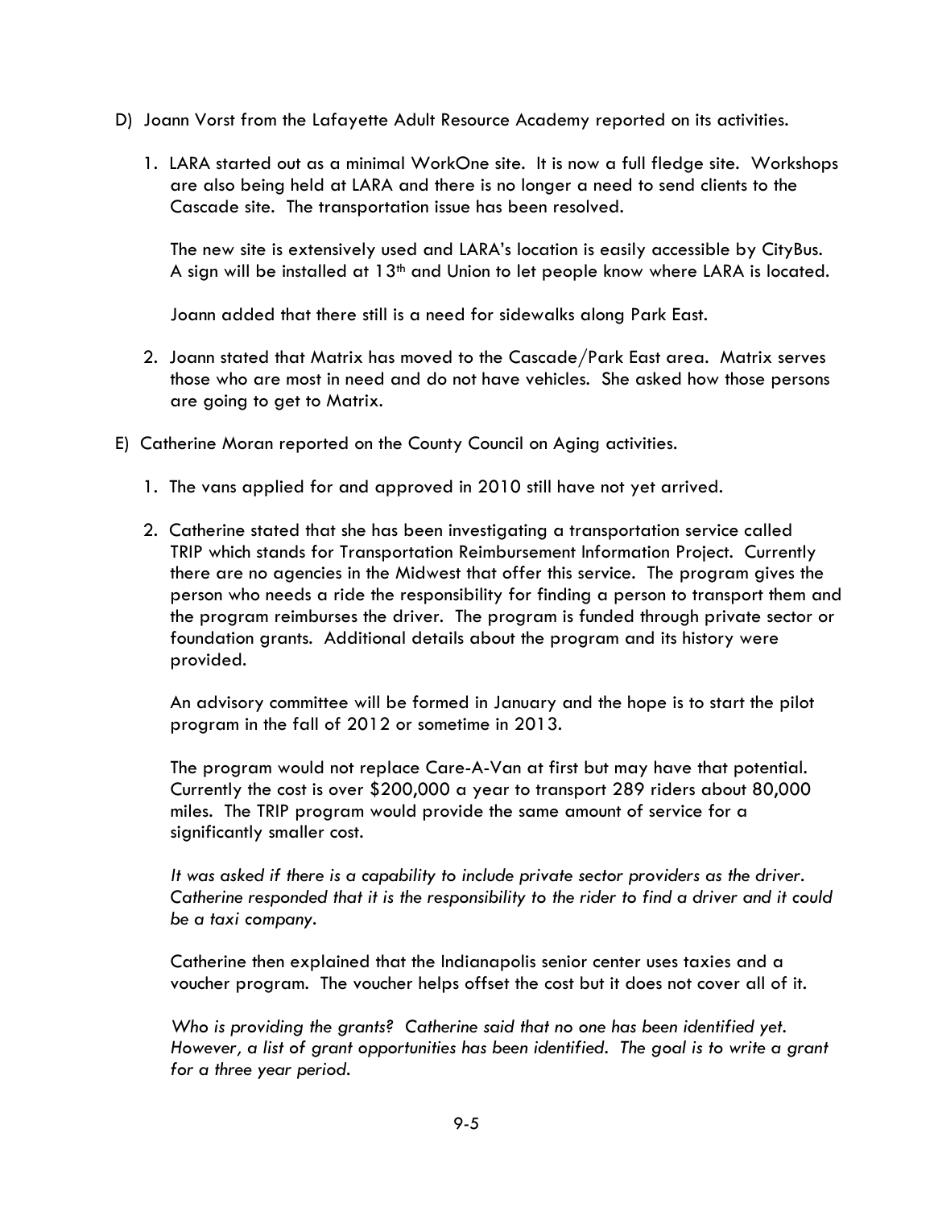D) Joann Vorst from the Lafayette Adult Resource Academy reported on its activities.

1. LARA started out as a minimal WorkOne site. It is now a full fledge site. Workshops are also being held at LARA and there is no longer a need to send clients to the Cascade site. The transportation issue has been resolved.

   The new site is extensively used and LARA's location is easily accessible by CityBus. A sign will be installed at 13th and Union to let people know where LARA is located.

   Joann added that there still is a need for sidewalks along Park East.

2. Joann stated that Matrix has moved to the Cascade/Park East area. Matrix serves those who are most in need and do not have vehicles. She asked how those persons are going to get to Matrix.

E) Catherine Moran reported on the County Council on Aging activities.

1. The vans applied for and approved in 2010 still have not yet arrived.

2. Catherine stated that she has been investigating a transportation service called TRIP which stands for Transportation Reimbursement Information Project. Currently there are no agencies in the Midwest that offer this service. The program gives the person who needs a ride the responsibility for finding a person to transport them and the program reimburses the driver. The program is funded through private sector or foundation grants. Additional details about the program and its history were provided.

   An advisory committee will be formed in January and the hope is to start the pilot program in the fall of 2012 or sometime in 2013.

   The program would not replace Care-A-Van at first but may have that potential. Currently the cost is over $200,000 a year to transport 289 riders about 80,000 miles. The TRIP program would provide the same amount of service for a significantly smaller cost.

   *It was asked if there is a capability to include private sector providers as the driver. Catherine responded that it is the responsibility to the rider to find a driver and it could be a taxi company.*

   Catherine then explained that the Indianapolis senior center uses taxies and a voucher program. The voucher helps offset the cost but it does not cover all of it.

   *Who is providing the grants? Catherine said that no one has been identified yet. However, a list of grant opportunities has been identified. The goal is to write a grant for a three year period.*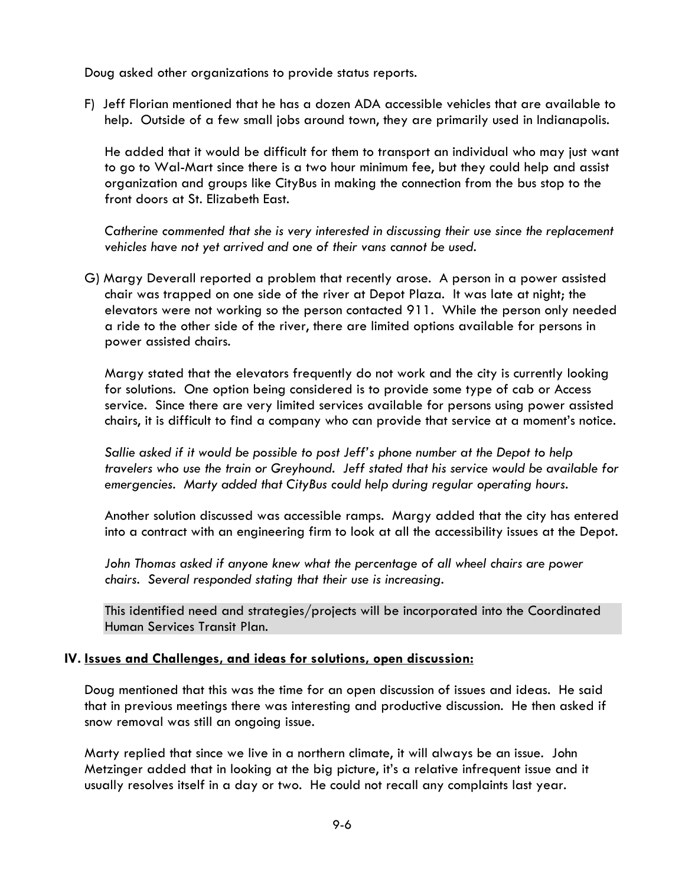Doug asked other organizations to provide status reports.

F) Jeff Florian mentioned that he has a dozen ADA accessible vehicles that are available to help. Outside of a few small jobs around town, they are primarily used in Indianapolis.

   He added that it would be difficult for them to transport an individual who may just want to go to Wal-Mart since there is a two hour minimum fee, but they could help and assist organization and groups like CityBus in making the connection from the bus stop to the front doors at St. Elizabeth East.

   *Catherine commented that she is very interested in discussing their use since the replacement vehicles have not yet arrived and one of their vans cannot be used.*

G) Margy Deverall reported a problem that recently arose. A person in a power assisted chair was trapped on one side of the river at Depot Plaza. It was late at night; the elevators were not working so the person contacted 911. While the person only needed a ride to the other side of the river, there are limited options available for persons in power assisted chairs.

   Margy stated that the elevators frequently do not work and the city is currently looking for solutions. One option being considered is to provide some type of cab or Access service. Since there are very limited services available for persons using power assisted chairs, it is difficult to find a company who can provide that service at a moment's notice.

   *Sallie asked if it would be possible to post Jeff's phone number at the Depot to help travelers who use the train or Greyhound. Jeff stated that his service would be available for emergencies. Marty added that CityBus could help during regular operating hours.*

   Another solution discussed was accessible ramps. Margy added that the city has entered into a contract with an engineering firm to look at all the accessibility issues at the Depot.

   *John Thomas asked if anyone knew what the percentage of all wheel chairs are power chairs. Several responded stating that their use is increasing.*

   This identified need and strategies/projects will be incorporated into the Coordinated Human Services Transit Plan.

## IV. Issues and Challenges, and ideas for solutions, open discussion:

Doug mentioned that this was the time for an open discussion of issues and ideas. He said that in previous meetings there was interesting and productive discussion. He then asked if snow removal was still an ongoing issue.

Marty replied that since we live in a northern climate, it will always be an issue. John Metzinger added that in looking at the big picture, it's a relative infrequent issue and it usually resolves itself in a day or two. He could not recall any complaints last year.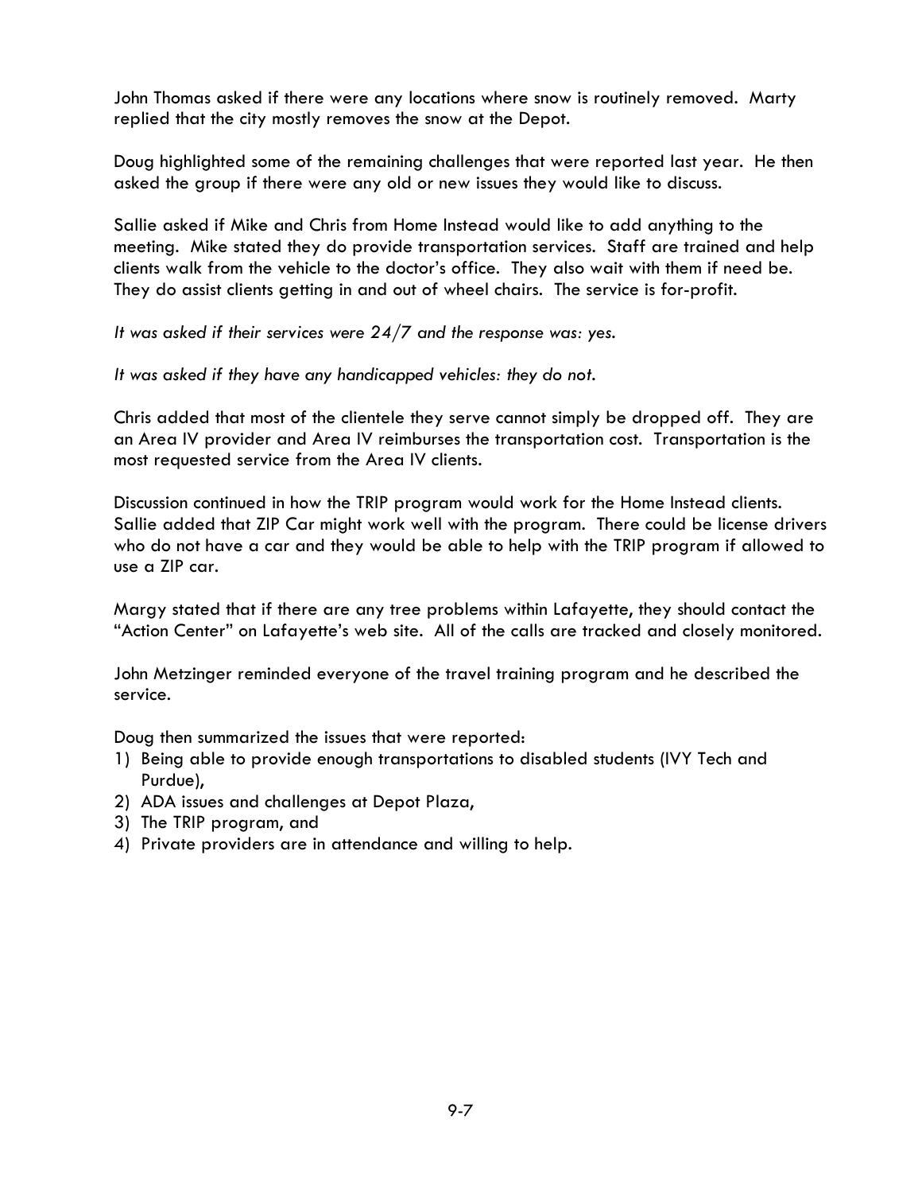John Thomas asked if there were any locations where snow is routinely removed. Marty replied that the city mostly removes the snow at the Depot.

Doug highlighted some of the remaining challenges that were reported last year. He then asked the group if there were any old or new issues they would like to discuss.

Sallie asked if Mike and Chris from Home Instead would like to add anything to the meeting. Mike stated they do provide transportation services. Staff are trained and help clients walk from the vehicle to the doctor's office. They also wait with them if need be. They do assist clients getting in and out of wheel chairs. The service is for-profit.

*It was asked if their services were 24/7 and the response was: yes.*

*It was asked if they have any handicapped vehicles: they do not.*

Chris added that most of the clientele they serve cannot simply be dropped off. They are an Area IV provider and Area IV reimburses the transportation cost. Transportation is the most requested service from the Area IV clients.

Discussion continued in how the TRIP program would work for the Home Instead clients. Sallie added that ZIP Car might work well with the program. There could be license drivers who do not have a car and they would be able to help with the TRIP program if allowed to use a ZIP car.

Margy stated that if there are any tree problems within Lafayette, they should contact the "Action Center" on Lafayette's web site. All of the calls are tracked and closely monitored.

John Metzinger reminded everyone of the travel training program and he described the service.

Doug then summarized the issues that were reported:

1) Being able to provide enough transportations to disabled students (IVY Tech and Purdue),
2) ADA issues and challenges at Depot Plaza,
3) The TRIP program, and
4) Private providers are in attendance and willing to help.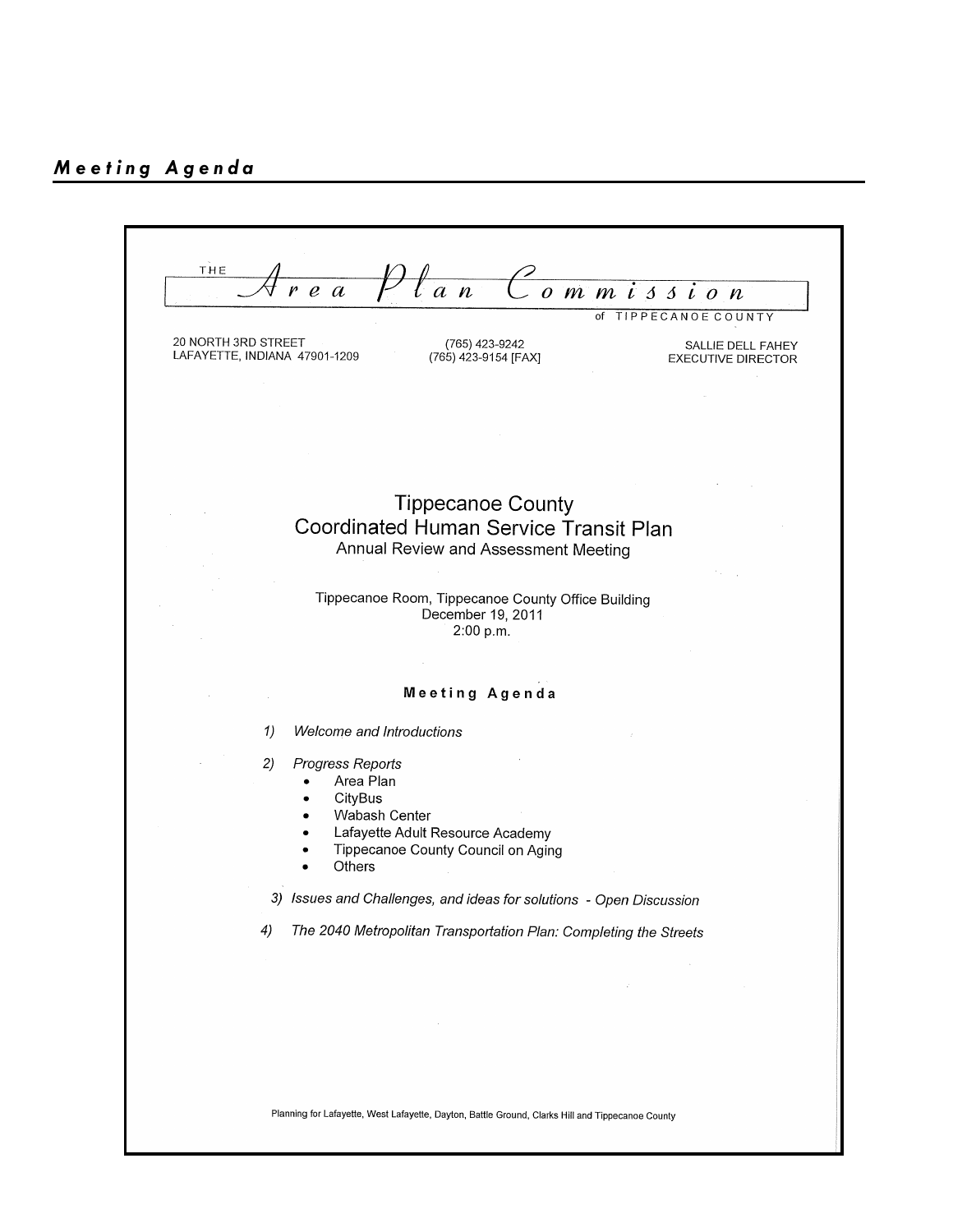## *Meeting Agenda*

THE **Area Plan Commission** of TIPPECANOE COUNTY

20 NORTH 3RD STREET
LAFAYETTE, INDIANA 47901-1209

(765) 423-9242
(765) 423-9154 [FAX]

SALLIE DELL FAHEY
EXECUTIVE DIRECTOR

# Tippecanoe County
# Coordinated Human Service Transit Plan
### Annual Review and Assessment Meeting

Tippecanoe Room, Tippecanoe County Office Building
December 19, 2011
2:00 p.m.

**Meeting Agenda**

1) *Welcome and Introductions*

2) *Progress Reports*
   - Area Plan
   - CityBus
   - Wabash Center
   - Lafayette Adult Resource Academy
   - Tippecanoe County Council on Aging
   - Others

3) *Issues and Challenges, and ideas for solutions - Open Discussion*

4) *The 2040 Metropolitan Transportation Plan: Completing the Streets*

Planning for Lafayette, West Lafayette, Dayton, Battle Ground, Clarks Hill and Tippecanoe County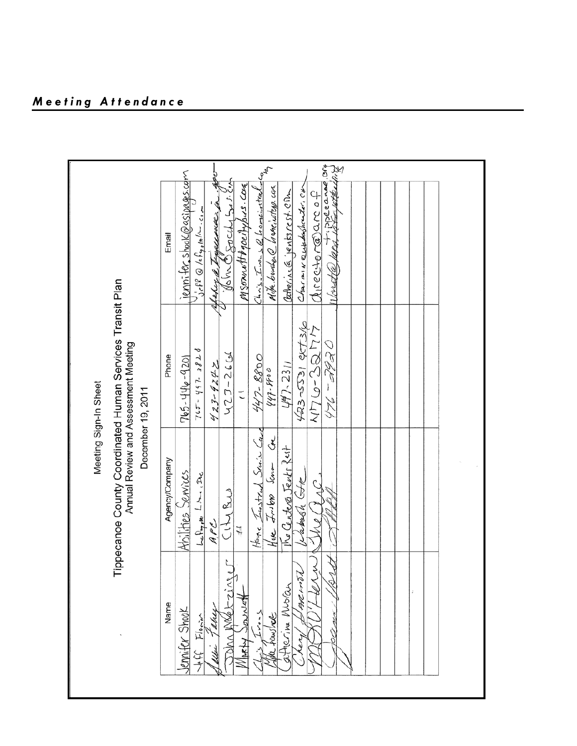# *Meeting Attendance*

Meeting Sign-In Sheet

Tippecanoe County Coordinated Human Services Transit Plan
Annual Review and Assessment Meeting
December 19, 2011

| Name | Agency/Company | Phone | Email |
|---|---|---|---|
| Jennifer Shook | Abilities Services | 765-446-9201 | jennifer.shook@asipages.com |
| Jeff Florin | LaFayette Limo, Inc | 765-447-2828 | jeff@lafayettelimo.com |
| Sallie Fahey | APC | 423-9242 | sfahey@tippecanoe.in.gov |
| John Metzinger | CityBus | 423-2666 | john@gocitybus.com |
| Marty Sennott | " | " | msennott@gocitybus.com |
| Chris Evans | Home Instead Senior Care | 447-8800 | chris.evans@homeinstead.com |
| Mike Foushee | Home Instead Senior Care | 447-8800 | mike.foushee@homeinstead.com |
| Catherine Muscari | The Cantebury Senior Rest | 447-2311 | catherine@jenksrest.com |
| Cheryl Sherrod | Wabash Ctr | 423-5531 ext 316 | charmin@wabashcenter.com |
| M O'Herron | The Arc | 476-3277 | director@arcoftippecanoe.org |
| Joan Hurst | Staff | 476-3920 | jhurst@area4...  |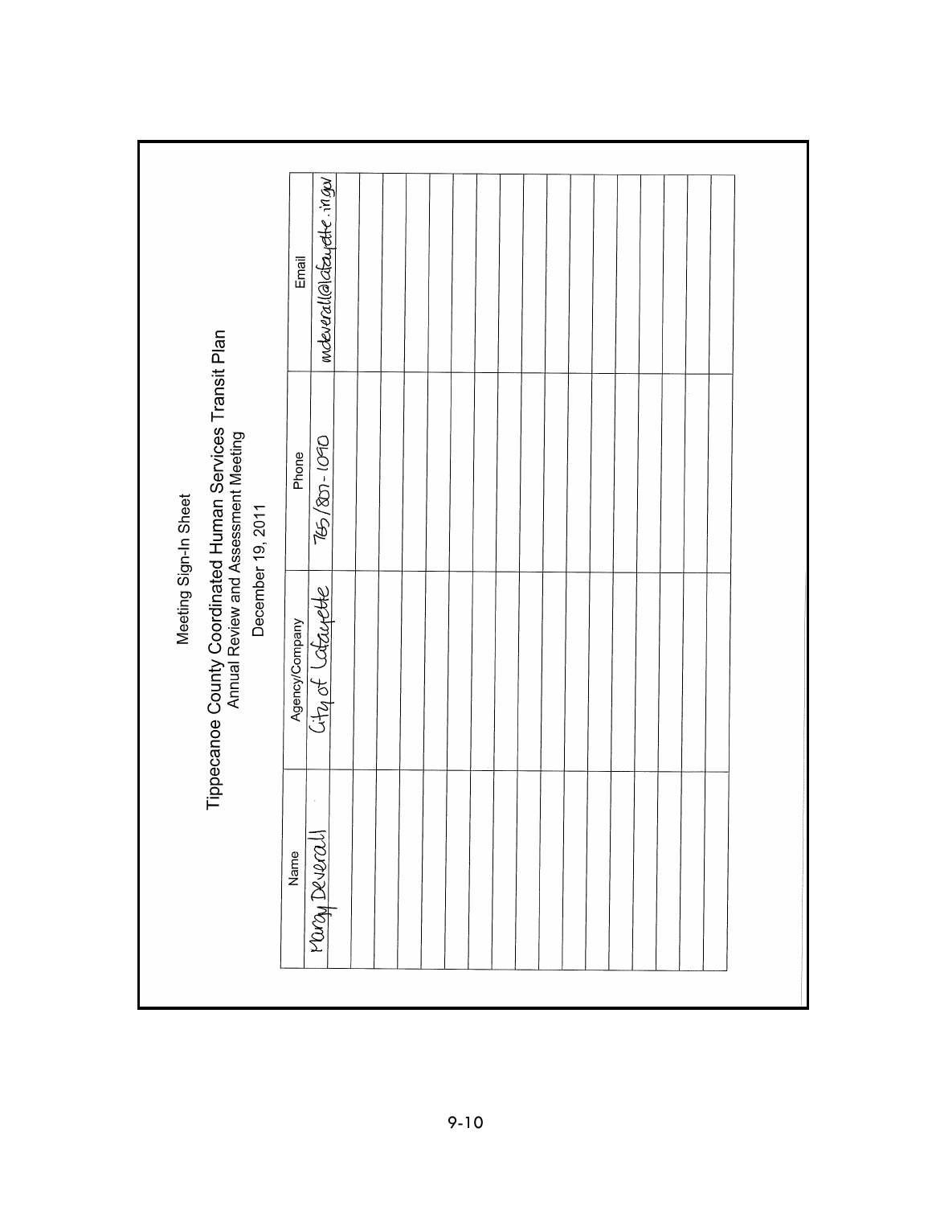Meeting Sign-In Sheet

# Tippecanoe County Coordinated Human Services Transit Plan

## Annual Review and Assessment Meeting

December 19, 2011

| Name | Agency/Company | Phone | Email |
|---|---|---|---|
| Marcy Deverall | City of Lafayette | 765/807-1090 | mdeverall@lafayette.in.gov |
| | | | |
| | | | |
| | | | |
| | | | |
| | | | |
| | | | |
| | | | |
| | | | |
| | | | |
| | | | |
| | | | |
| | | | |
| | | | |
| | | | |
| | | | |
| | | | |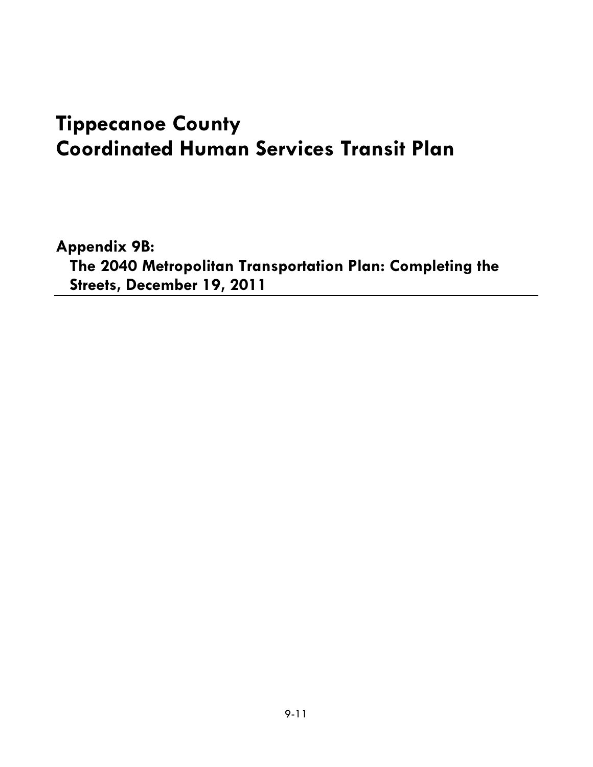# Tippecanoe County
# Coordinated Human Services Transit Plan

**Appendix 9B:**
**The 2040 Metropolitan Transportation Plan: Completing the Streets, December 19, 2011**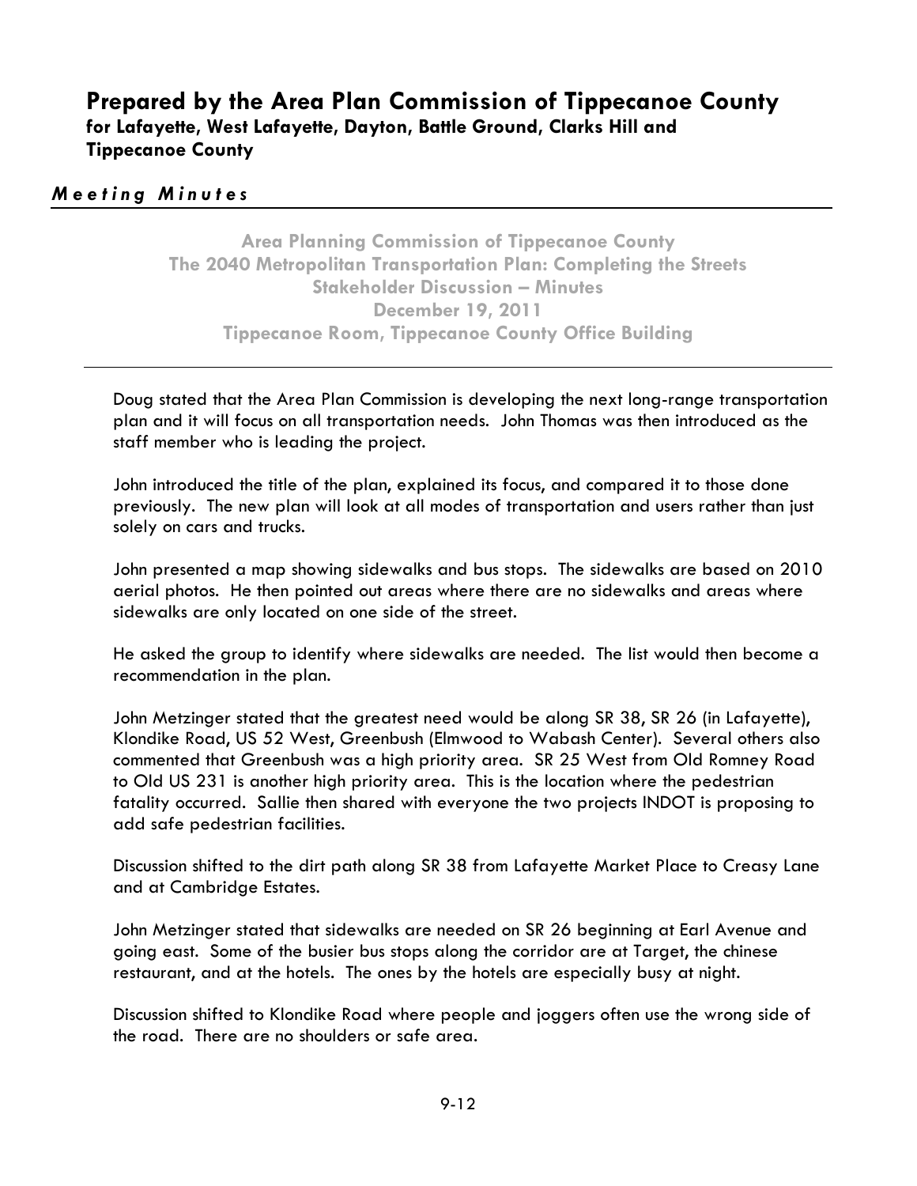# Prepared by the Area Plan Commission of Tippecanoe County

**for Lafayette, West Lafayette, Dayton, Battle Ground, Clarks Hill and Tippecanoe County**

## *Meeting Minutes*

**Area Planning Commission of Tippecanoe County**
**The 2040 Metropolitan Transportation Plan: Completing the Streets**
**Stakeholder Discussion – Minutes**
**December 19, 2011**
**Tippecanoe Room, Tippecanoe County Office Building**

---

Doug stated that the Area Plan Commission is developing the next long-range transportation plan and it will focus on all transportation needs. John Thomas was then introduced as the staff member who is leading the project.

John introduced the title of the plan, explained its focus, and compared it to those done previously. The new plan will look at all modes of transportation and users rather than just solely on cars and trucks.

John presented a map showing sidewalks and bus stops. The sidewalks are based on 2010 aerial photos. He then pointed out areas where there are no sidewalks and areas where sidewalks are only located on one side of the street.

He asked the group to identify where sidewalks are needed. The list would then become a recommendation in the plan.

John Metzinger stated that the greatest need would be along SR 38, SR 26 (in Lafayette), Klondike Road, US 52 West, Greenbush (Elmwood to Wabash Center). Several others also commented that Greenbush was a high priority area. SR 25 West from Old Romney Road to Old US 231 is another high priority area. This is the location where the pedestrian fatality occurred. Sallie then shared with everyone the two projects INDOT is proposing to add safe pedestrian facilities.

Discussion shifted to the dirt path along SR 38 from Lafayette Market Place to Creasy Lane and at Cambridge Estates.

John Metzinger stated that sidewalks are needed on SR 26 beginning at Earl Avenue and going east. Some of the busier bus stops along the corridor are at Target, the chinese restaurant, and at the hotels. The ones by the hotels are especially busy at night.

Discussion shifted to Klondike Road where people and joggers often use the wrong side of the road. There are no shoulders or safe area.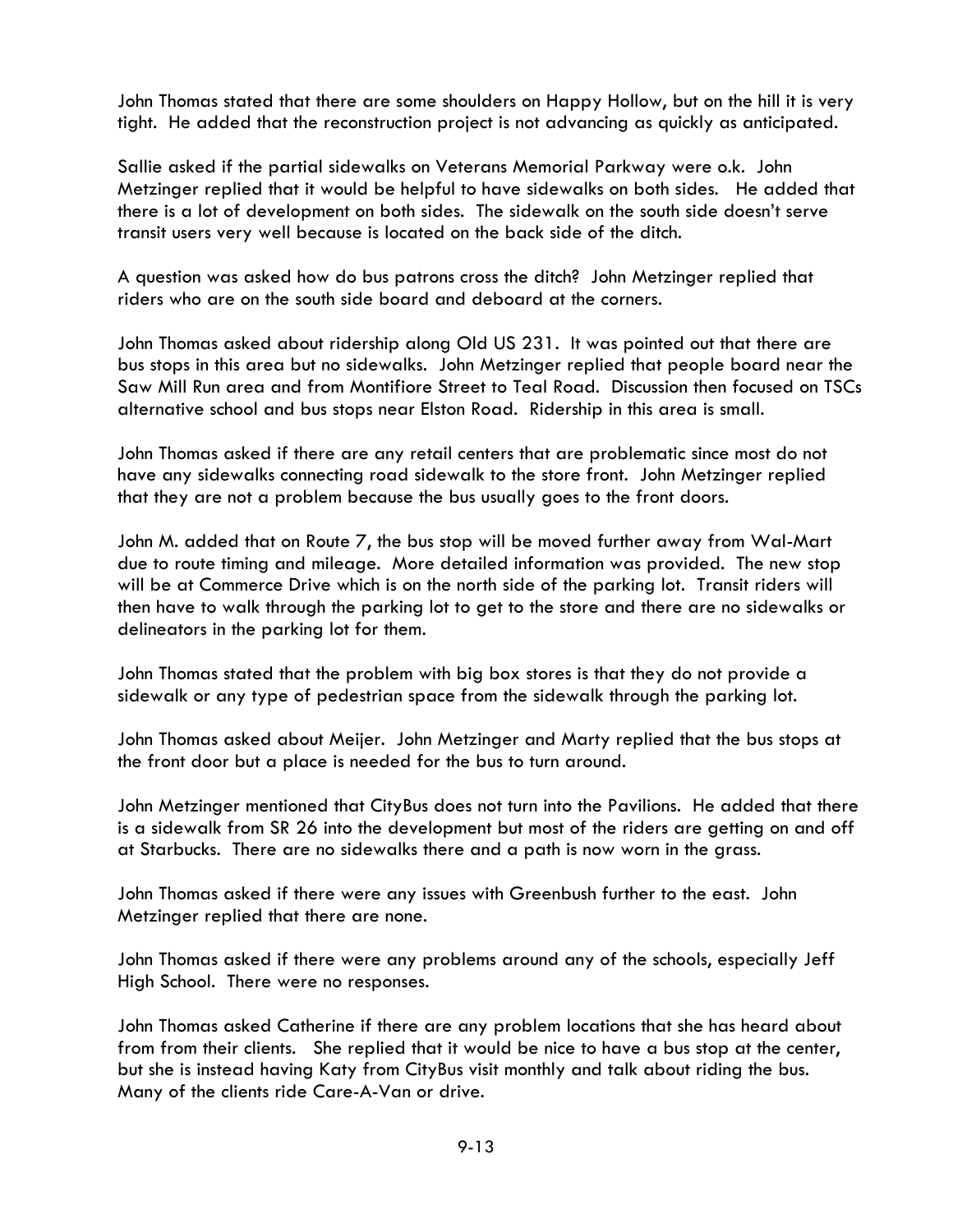John Thomas stated that there are some shoulders on Happy Hollow, but on the hill it is very tight. He added that the reconstruction project is not advancing as quickly as anticipated.

Sallie asked if the partial sidewalks on Veterans Memorial Parkway were o.k. John Metzinger replied that it would be helpful to have sidewalks on both sides. He added that there is a lot of development on both sides. The sidewalk on the south side doesn't serve transit users very well because is located on the back side of the ditch.

A question was asked how do bus patrons cross the ditch? John Metzinger replied that riders who are on the south side board and deboard at the corners.

John Thomas asked about ridership along Old US 231. It was pointed out that there are bus stops in this area but no sidewalks. John Metzinger replied that people board near the Saw Mill Run area and from Montifiore Street to Teal Road. Discussion then focused on TSCs alternative school and bus stops near Elston Road. Ridership in this area is small.

John Thomas asked if there are any retail centers that are problematic since most do not have any sidewalks connecting road sidewalk to the store front. John Metzinger replied that they are not a problem because the bus usually goes to the front doors.

John M. added that on Route 7, the bus stop will be moved further away from Wal-Mart due to route timing and mileage. More detailed information was provided. The new stop will be at Commerce Drive which is on the north side of the parking lot. Transit riders will then have to walk through the parking lot to get to the store and there are no sidewalks or delineators in the parking lot for them.

John Thomas stated that the problem with big box stores is that they do not provide a sidewalk or any type of pedestrian space from the sidewalk through the parking lot.

John Thomas asked about Meijer. John Metzinger and Marty replied that the bus stops at the front door but a place is needed for the bus to turn around.

John Metzinger mentioned that CityBus does not turn into the Pavilions. He added that there is a sidewalk from SR 26 into the development but most of the riders are getting on and off at Starbucks. There are no sidewalks there and a path is now worn in the grass.

John Thomas asked if there were any issues with Greenbush further to the east. John Metzinger replied that there are none.

John Thomas asked if there were any problems around any of the schools, especially Jeff High School. There were no responses.

John Thomas asked Catherine if there are any problem locations that she has heard about from from their clients. She replied that it would be nice to have a bus stop at the center, but she is instead having Katy from CityBus visit monthly and talk about riding the bus. Many of the clients ride Care-A-Van or drive.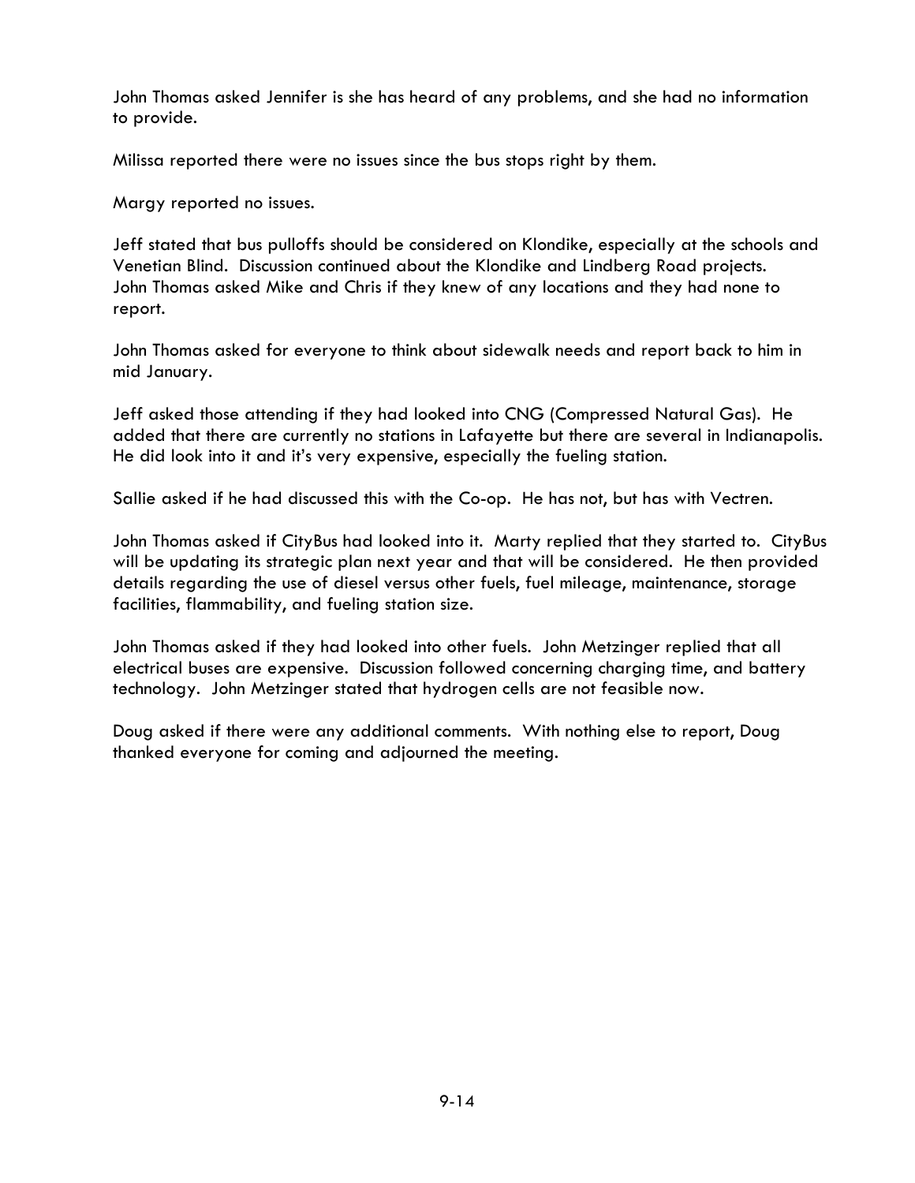John Thomas asked Jennifer is she has heard of any problems, and she had no information to provide.

Milissa reported there were no issues since the bus stops right by them.

Margy reported no issues.

Jeff stated that bus pulloffs should be considered on Klondike, especially at the schools and Venetian Blind. Discussion continued about the Klondike and Lindberg Road projects. John Thomas asked Mike and Chris if they knew of any locations and they had none to report.

John Thomas asked for everyone to think about sidewalk needs and report back to him in mid January.

Jeff asked those attending if they had looked into CNG (Compressed Natural Gas). He added that there are currently no stations in Lafayette but there are several in Indianapolis. He did look into it and it's very expensive, especially the fueling station.

Sallie asked if he had discussed this with the Co-op. He has not, but has with Vectren.

John Thomas asked if CityBus had looked into it. Marty replied that they started to. CityBus will be updating its strategic plan next year and that will be considered. He then provided details regarding the use of diesel versus other fuels, fuel mileage, maintenance, storage facilities, flammability, and fueling station size.

John Thomas asked if they had looked into other fuels. John Metzinger replied that all electrical buses are expensive. Discussion followed concerning charging time, and battery technology. John Metzinger stated that hydrogen cells are not feasible now.

Doug asked if there were any additional comments. With nothing else to report, Doug thanked everyone for coming and adjourned the meeting.